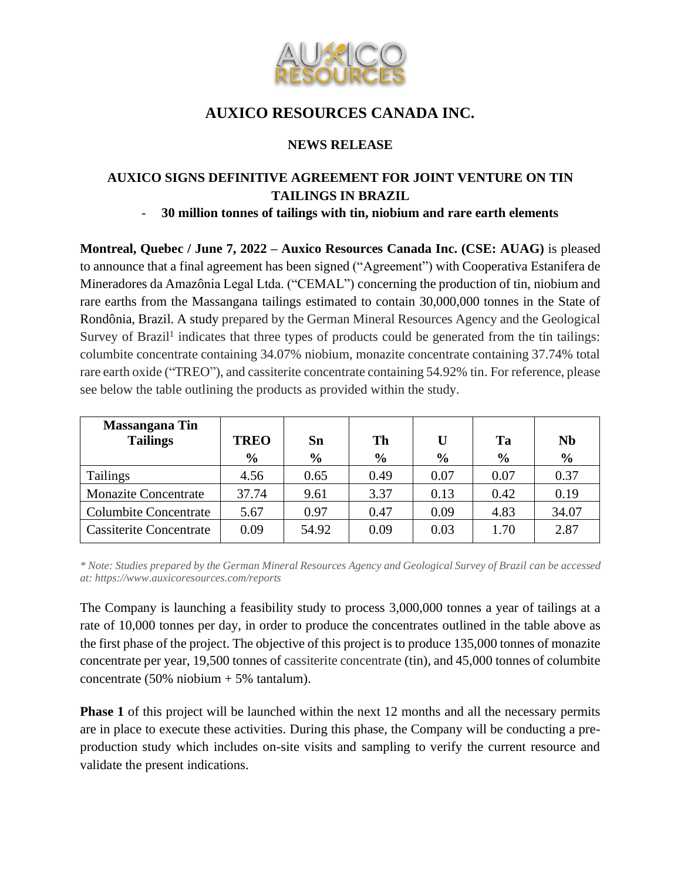# AUXICO RESOURCES CANADA INC.

## NEWS RELEASE

## AUXICO SIGNS DEFINITIVE AGREEMENT FOR JOINT VENTURE ON TIN TAILINGS IN BRAZIL

- **30 million tonnes of tailings with tin, niobium and rare earth elements**

**Montreal, Quebec / June 7, 2022 – Auxico Resources Canada Inc. (CSE: AUAG)** is pleased to announce that a final agreement has been signed ("Agreement") with Cooperativa Estanifera de Mineradores da Amazônia Legal Ltda. ("CEMAL") concerning the production of tin, niobium and rare earths from the Massangana tailings estimated to contain 30,000,000 tonnes in the State of Rondônia, Brazil. A study prepared by the German Mineral Resources Agency and the Geological Survey of Brazil[1] indicates that three types of products could be generated from the tin tailings: columbite concentrate containing 34.07% niobium, monazite concentrate containing 37.74% total rare earth oxide ("TREO"), and cassiterite concentrate containing 54.92% tin. For reference, please see below the table outlining the products as provided within the study.

| Massangana Tin Tailings | TREO % | Sn % | Th % | U % | Ta % | Nb % |
|---|---|---|---|---|---|---|
| Tailings | 4.56 | 0.65 | 0.49 | 0.07 | 0.07 | 0.37 |
| Monazite Concentrate | 37.74 | 9.61 | 3.37 | 0.13 | 0.42 | 0.19 |
| Columbite Concentrate | 5.67 | 0.97 | 0.47 | 0.09 | 4.83 | 34.07 |
| Cassiterite Concentrate | 0.09 | 54.92 | 0.09 | 0.03 | 1.70 | 2.87 |

*\* Note: Studies prepared by the German Mineral Resources Agency and Geological Survey of Brazil can be accessed at: https://www.auxicoresources.com/reports*

The Company is launching a feasibility study to process 3,000,000 tonnes a year of tailings at a rate of 10,000 tonnes per day, in order to produce the concentrates outlined in the table above as the first phase of the project. The objective of this project is to produce 135,000 tonnes of monazite concentrate per year, 19,500 tonnes of cassiterite concentrate (tin), and 45,000 tonnes of columbite concentrate (50% niobium + 5% tantalum).

**Phase 1** of this project will be launched within the next 12 months and all the necessary permits are in place to execute these activities. During this phase, the Company will be conducting a pre-production study which includes on-site visits and sampling to verify the current resource and validate the present indications.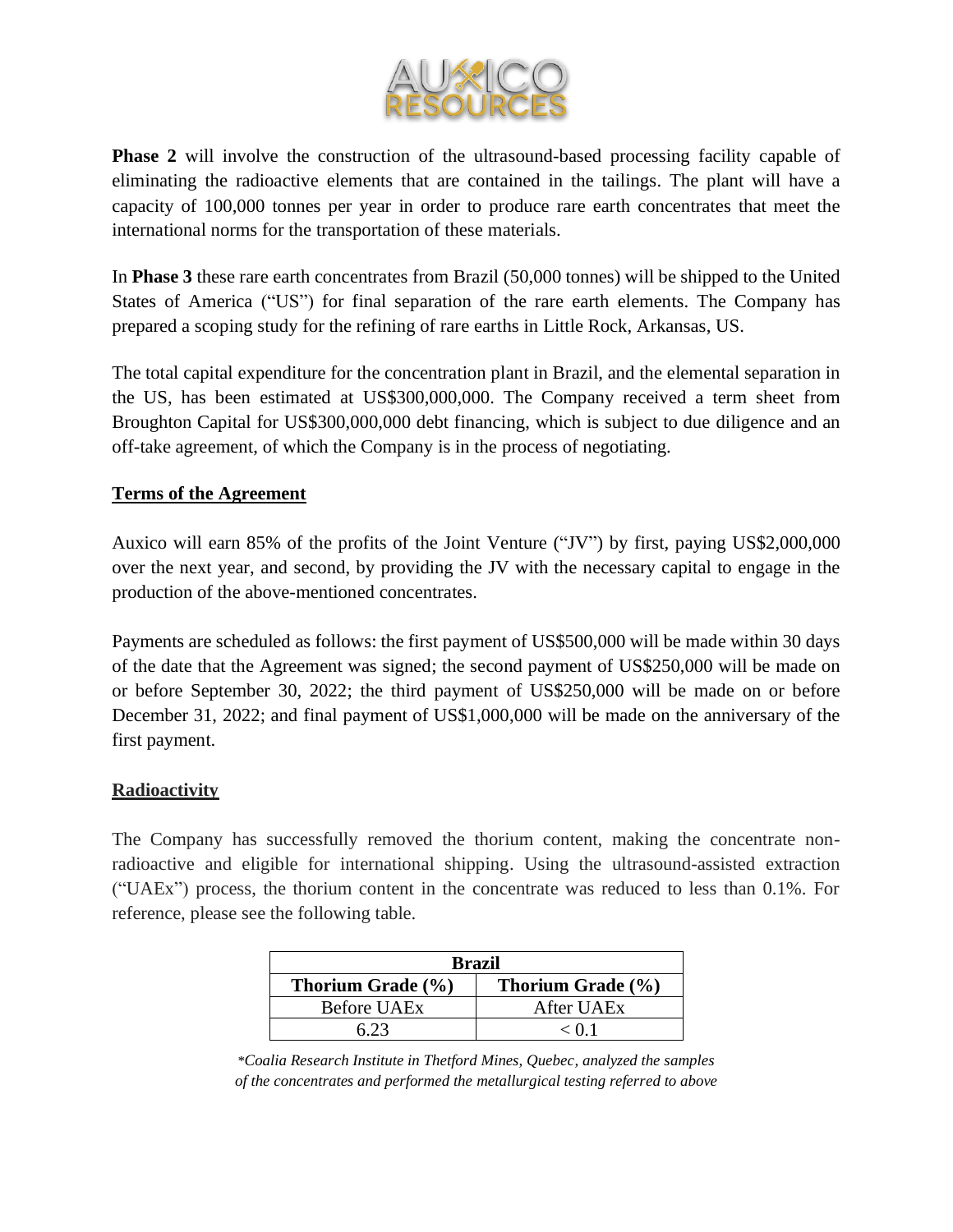**Phase 2** will involve the construction of the ultrasound-based processing facility capable of eliminating the radioactive elements that are contained in the tailings. The plant will have a capacity of 100,000 tonnes per year in order to produce rare earth concentrates that meet the international norms for the transportation of these materials.

In **Phase 3** these rare earth concentrates from Brazil (50,000 tonnes) will be shipped to the United States of America ("US") for final separation of the rare earth elements. The Company has prepared a scoping study for the refining of rare earths in Little Rock, Arkansas, US.

The total capital expenditure for the concentration plant in Brazil, and the elemental separation in the US, has been estimated at US$300,000,000. The Company received a term sheet from Broughton Capital for US$300,000,000 debt financing, which is subject to due diligence and an off-take agreement, of which the Company is in the process of negotiating.

## Terms of the Agreement

Auxico will earn 85% of the profits of the Joint Venture ("JV") by first, paying US$2,000,000 over the next year, and second, by providing the JV with the necessary capital to engage in the production of the above-mentioned concentrates.

Payments are scheduled as follows: the first payment of US$500,000 will be made within 30 days of the date that the Agreement was signed; the second payment of US$250,000 will be made on or before September 30, 2022; the third payment of US$250,000 will be made on or before December 31, 2022; and final payment of US$1,000,000 will be made on the anniversary of the first payment.

## Radioactivity

The Company has successfully removed the thorium content, making the concentrate non-radioactive and eligible for international shipping. Using the ultrasound-assisted extraction ("UAEx") process, the thorium content in the concentrate was reduced to less than 0.1%. For reference, please see the following table.

| Brazil | |
|---|---|
| **Thorium Grade (%)** | **Thorium Grade (%)** |
| Before UAEx | After UAEx |
| 6.23 | < 0.1 |

*\*Coalia Research Institute in Thetford Mines, Quebec, analyzed the samples of the concentrates and performed the metallurgical testing referred to above*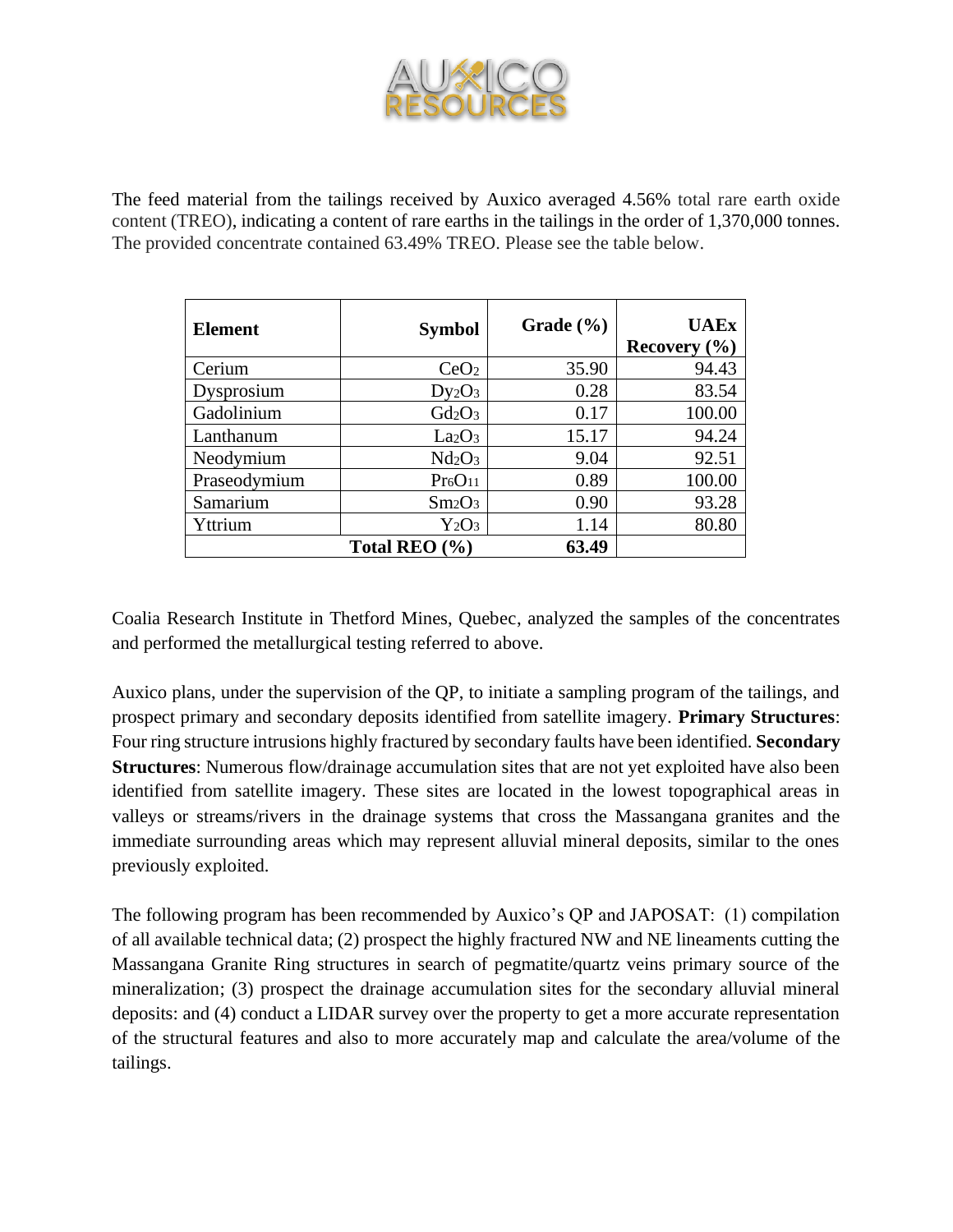The feed material from the tailings received by Auxico averaged 4.56% total rare earth oxide content (TREO), indicating a content of rare earths in the tailings in the order of 1,370,000 tonnes. The provided concentrate contained 63.49% TREO. Please see the table below.

| Element | Symbol | Grade (%) | UAEx Recovery (%) |
|---|---|---|---|
| Cerium | $CeO_2$ | 35.90 | 94.43 |
| Dysprosium | $Dy_2O_3$ | 0.28 | 83.54 |
| Gadolinium | $Gd_2O_3$ | 0.17 | 100.00 |
| Lanthanum | $La_2O_3$ | 15.17 | 94.24 |
| Neodymium | $Nd_2O_3$ | 9.04 | 92.51 |
| Praseodymium | $Pr_6O_{11}$ | 0.89 | 100.00 |
| Samarium | $Sm_2O_3$ | 0.90 | 93.28 |
| Yttrium | $Y_2O_3$ | 1.14 | 80.80 |
| **Total REO (%)** | | **63.49** | |

Coalia Research Institute in Thetford Mines, Quebec, analyzed the samples of the concentrates and performed the metallurgical testing referred to above.

Auxico plans, under the supervision of the QP, to initiate a sampling program of the tailings, and prospect primary and secondary deposits identified from satellite imagery. **Primary Structures**: Four ring structure intrusions highly fractured by secondary faults have been identified. **Secondary Structures**: Numerous flow/drainage accumulation sites that are not yet exploited have also been identified from satellite imagery. These sites are located in the lowest topographical areas in valleys or streams/rivers in the drainage systems that cross the Massangana granites and the immediate surrounding areas which may represent alluvial mineral deposits, similar to the ones previously exploited.

The following program has been recommended by Auxico's QP and JAPOSAT: (1) compilation of all available technical data; (2) prospect the highly fractured NW and NE lineaments cutting the Massangana Granite Ring structures in search of pegmatite/quartz veins primary source of the mineralization; (3) prospect the drainage accumulation sites for the secondary alluvial mineral deposits: and (4) conduct a LIDAR survey over the property to get a more accurate representation of the structural features and also to more accurately map and calculate the area/volume of the tailings.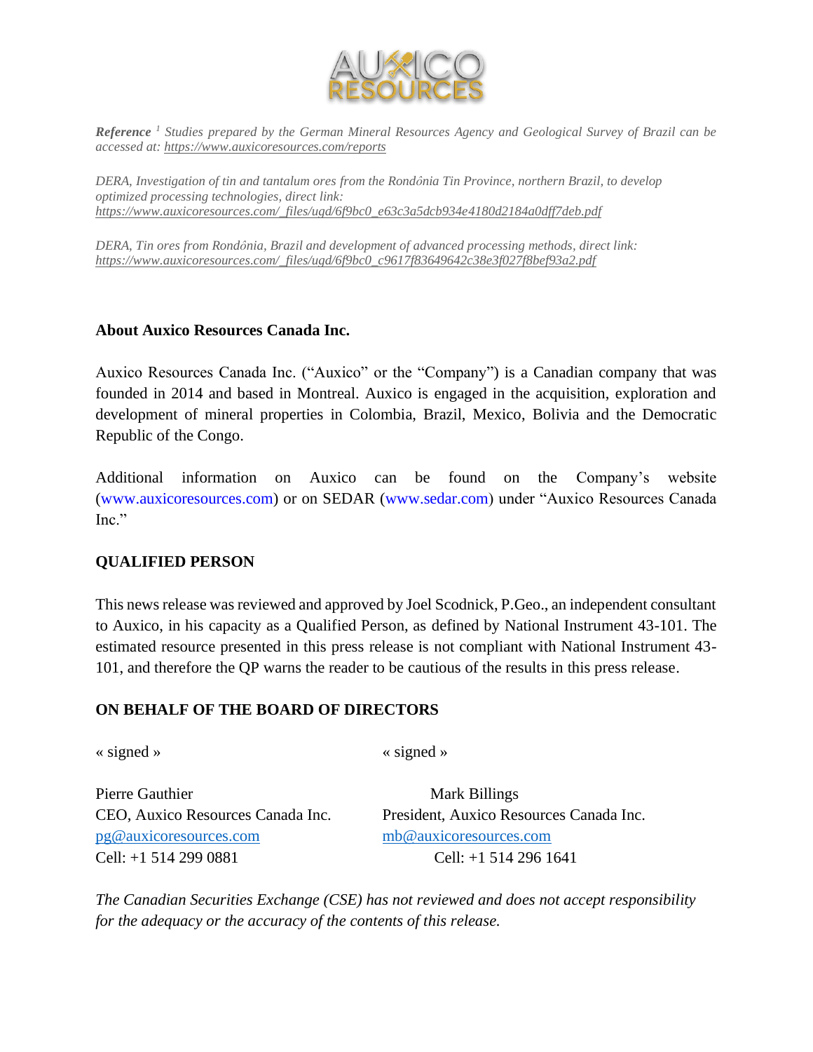*Reference* [1] *Studies prepared by the German Mineral Resources Agency and Geological Survey of Brazil can be accessed at:* *https://www.auxicoresources.com/reports*

*DERA, Investigation of tin and tantalum ores from the Rondônia Tin Province, northern Brazil, to develop optimized processing technologies, direct link:*
*https://www.auxicoresources.com/_files/ugd/6f9bc0_e63c3a5dcb934e4180d2184a0dff7deb.pdf*

*DERA, Tin ores from Rondônia, Brazil and development of advanced processing methods, direct link:*
*https://www.auxicoresources.com/_files/ugd/6f9bc0_c9617f83649642c38e3f027f8bef93a2.pdf*

**About Auxico Resources Canada Inc.**

Auxico Resources Canada Inc. ("Auxico" or the "Company") is a Canadian company that was founded in 2014 and based in Montreal. Auxico is engaged in the acquisition, exploration and development of mineral properties in Colombia, Brazil, Mexico, Bolivia and the Democratic Republic of the Congo.

Additional information on Auxico can be found on the Company's website (www.auxicoresources.com) or on SEDAR (www.sedar.com) under "Auxico Resources Canada Inc."

**QUALIFIED PERSON**

This news release was reviewed and approved by Joel Scodnick, P.Geo., an independent consultant to Auxico, in his capacity as a Qualified Person, as defined by National Instrument 43-101. The estimated resource presented in this press release is not compliant with National Instrument 43-101, and therefore the QP warns the reader to be cautious of the results in this press release.

**ON BEHALF OF THE BOARD OF DIRECTORS**

« signed »

Pierre Gauthier
CEO, Auxico Resources Canada Inc.
pg@auxicoresources.com
Cell: +1 514 299 0881

« signed »

Mark Billings
President, Auxico Resources Canada Inc.
mb@auxicoresources.com
Cell: +1 514 296 1641

*The Canadian Securities Exchange (CSE) has not reviewed and does not accept responsibility for the adequacy or the accuracy of the contents of this release.*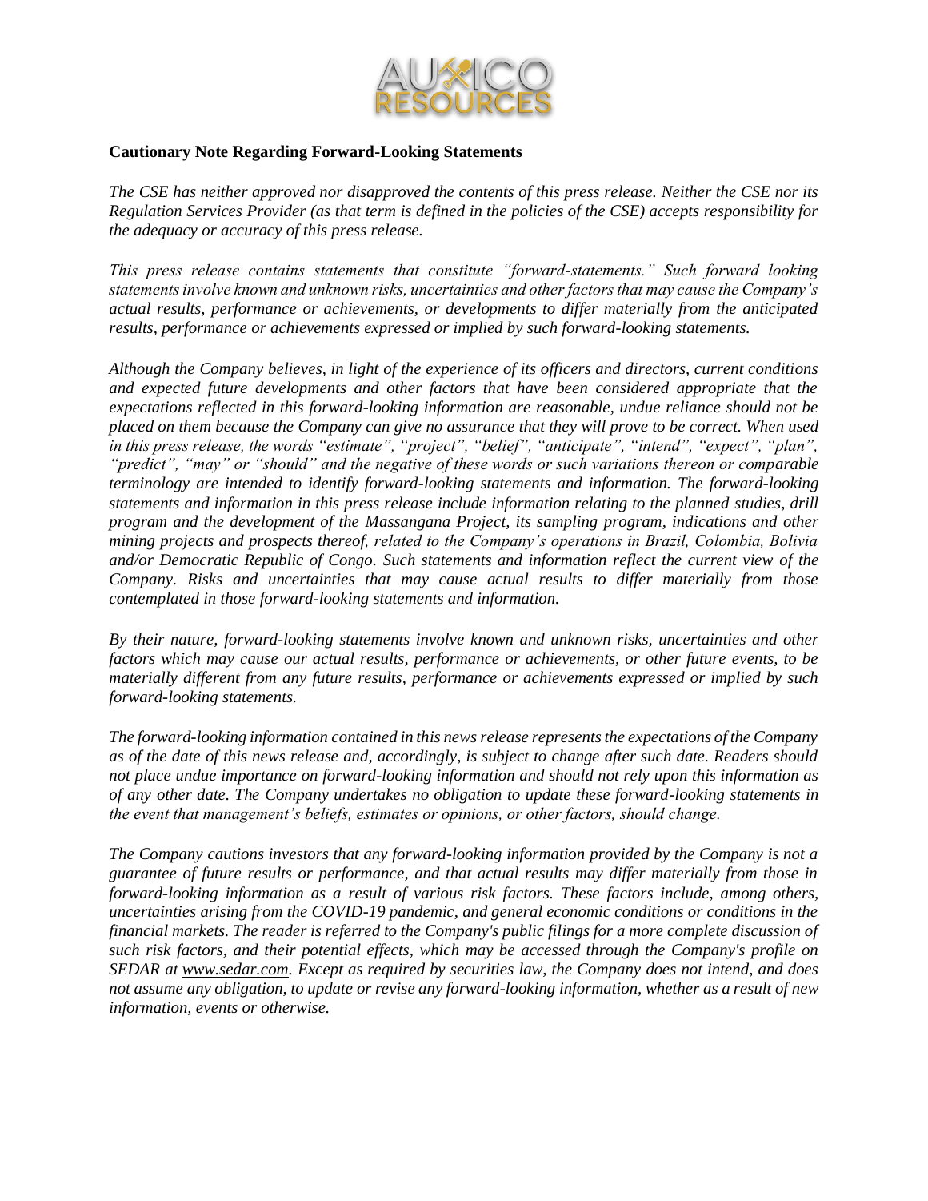**Cautionary Note Regarding Forward-Looking Statements**

*The CSE has neither approved nor disapproved the contents of this press release. Neither the CSE nor its Regulation Services Provider (as that term is defined in the policies of the CSE) accepts responsibility for the adequacy or accuracy of this press release.*

*This press release contains statements that constitute "forward-statements." Such forward looking statements involve known and unknown risks, uncertainties and other factors that may cause the Company's actual results, performance or achievements, or developments to differ materially from the anticipated results, performance or achievements expressed or implied by such forward-looking statements.*

*Although the Company believes, in light of the experience of its officers and directors, current conditions and expected future developments and other factors that have been considered appropriate that the expectations reflected in this forward-looking information are reasonable, undue reliance should not be placed on them because the Company can give no assurance that they will prove to be correct. When used in this press release, the words "estimate", "project", "belief", "anticipate", "intend", "expect", "plan", "predict", "may" or "should" and the negative of these words or such variations thereon or comparable terminology are intended to identify forward-looking statements and information. The forward-looking statements and information in this press release include information relating to the planned studies, drill program and the development of the Massangana Project, its sampling program, indications and other mining projects and prospects thereof, related to the Company's operations in Brazil, Colombia, Bolivia and/or Democratic Republic of Congo. Such statements and information reflect the current view of the Company. Risks and uncertainties that may cause actual results to differ materially from those contemplated in those forward-looking statements and information.*

*By their nature, forward-looking statements involve known and unknown risks, uncertainties and other factors which may cause our actual results, performance or achievements, or other future events, to be materially different from any future results, performance or achievements expressed or implied by such forward-looking statements.*

*The forward-looking information contained in this news release represents the expectations of the Company as of the date of this news release and, accordingly, is subject to change after such date. Readers should not place undue importance on forward-looking information and should not rely upon this information as of any other date. The Company undertakes no obligation to update these forward-looking statements in the event that management's beliefs, estimates or opinions, or other factors, should change.*

*The Company cautions investors that any forward-looking information provided by the Company is not a guarantee of future results or performance, and that actual results may differ materially from those in forward-looking information as a result of various risk factors. These factors include, among others, uncertainties arising from the COVID-19 pandemic, and general economic conditions or conditions in the financial markets. The reader is referred to the Company's public filings for a more complete discussion of such risk factors, and their potential effects, which may be accessed through the Company's profile on SEDAR at www.sedar.com. Except as required by securities law, the Company does not intend, and does not assume any obligation, to update or revise any forward-looking information, whether as a result of new information, events or otherwise.*